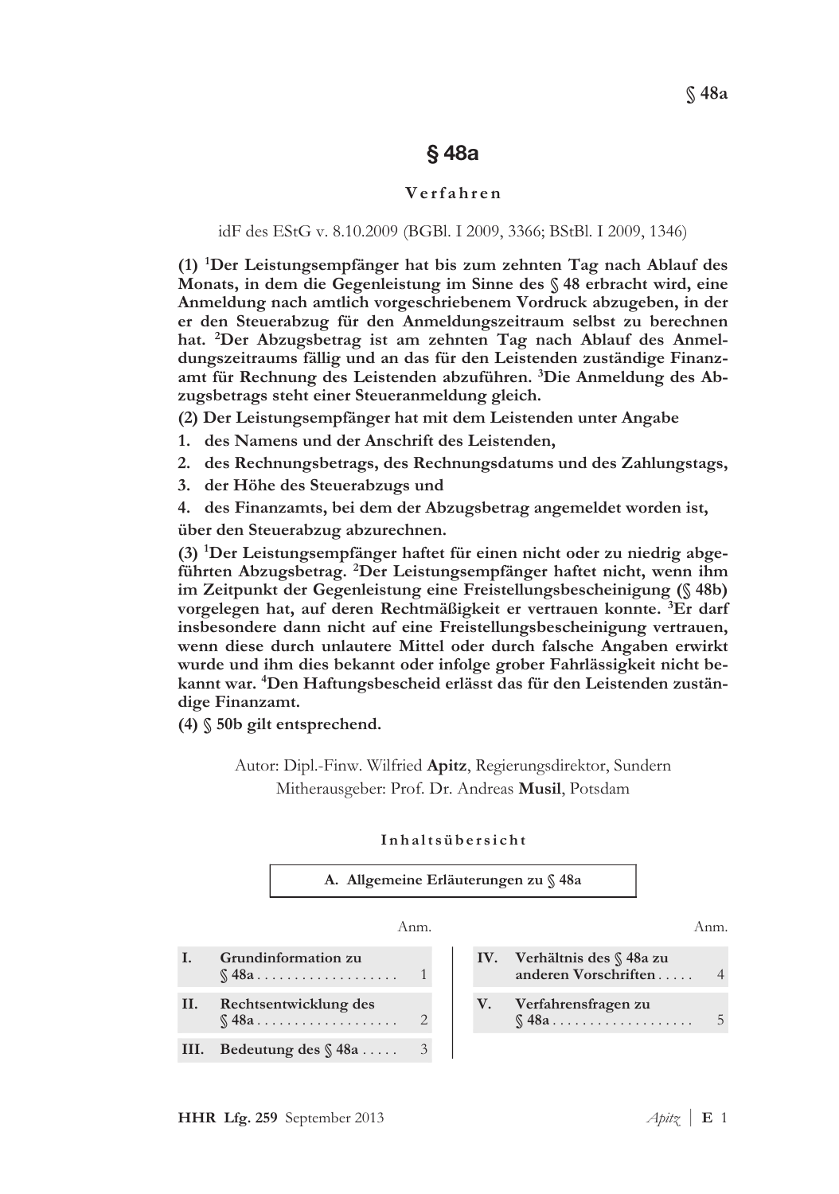# § 48a

## Verfahren

idF des EStG v. 8.10.2009 (BGBl. I 2009, 3366; BStBl. I 2009, 1346)

**(1) [1]Der Leistungsempfänger hat bis zum zehnten Tag nach Ablauf des Monats, in dem die Gegenleistung im Sinne des § 48 erbracht wird, eine Anmeldung nach amtlich vorgeschriebenem Vordruck abzugeben, in der er den Steuerabzug für den Anmeldungszeitraum selbst zu berechnen hat. [2]Der Abzugsbetrag ist am zehnten Tag nach Ablauf des Anmeldungszeitraums fällig und an das für den Leistenden zuständige Finanzamt für Rechnung des Leistenden abzuführen. [3]Die Anmeldung des Abzugsbetrags steht einer Steueranmeldung gleich.**

**(2) Der Leistungsempfänger hat mit dem Leistenden unter Angabe**

1. **des Namens und der Anschrift des Leistenden,**
2. **des Rechnungsbetrags, des Rechnungsdatums und des Zahlungstags,**
3. **der Höhe des Steuerabzugs und**
4. **des Finanzamts, bei dem der Abzugsbetrag angemeldet worden ist,**

**über den Steuerabzug abzurechnen.**

**(3) [1]Der Leistungsempfänger haftet für einen nicht oder zu niedrig abgeführten Abzugsbetrag. [2]Der Leistungsempfänger haftet nicht, wenn ihm im Zeitpunkt der Gegenleistung eine Freistellungsbescheinigung (§ 48b) vorgelegen hat, auf deren Rechtmäßigkeit er vertrauen konnte. [3]Er darf insbesondere dann nicht auf eine Freistellungsbescheinigung vertrauen, wenn diese durch unlautere Mittel oder durch falsche Angaben erwirkt wurde und ihm dies bekannt oder infolge grober Fahrlässigkeit nicht bekannt war. [4]Den Haftungsbescheid erlässt das für den Leistenden zuständige Finanzamt.**

**(4) § 50b gilt entsprechend.**

Autor: Dipl.-Finw. Wilfried **Apitz**, Regierungsdirektor, Sundern
Mitherausgeber: Prof. Dr. Andreas **Musil**, Potsdam

### Inhaltsübersicht

**A. Allgemeine Erläuterungen zu § 48a**

| | | Anm. |
|---|---|---|
| **I.** | **Grundinformation zu § 48a** | 1 |
| **II.** | **Rechtsentwicklung des § 48a** | 2 |
| **III.** | **Bedeutung des § 48a** | 3 |
| **IV.** | **Verhältnis des § 48a zu anderen Vorschriften** | 4 |
| **V.** | **Verfahrensfragen zu § 48a** | 5 |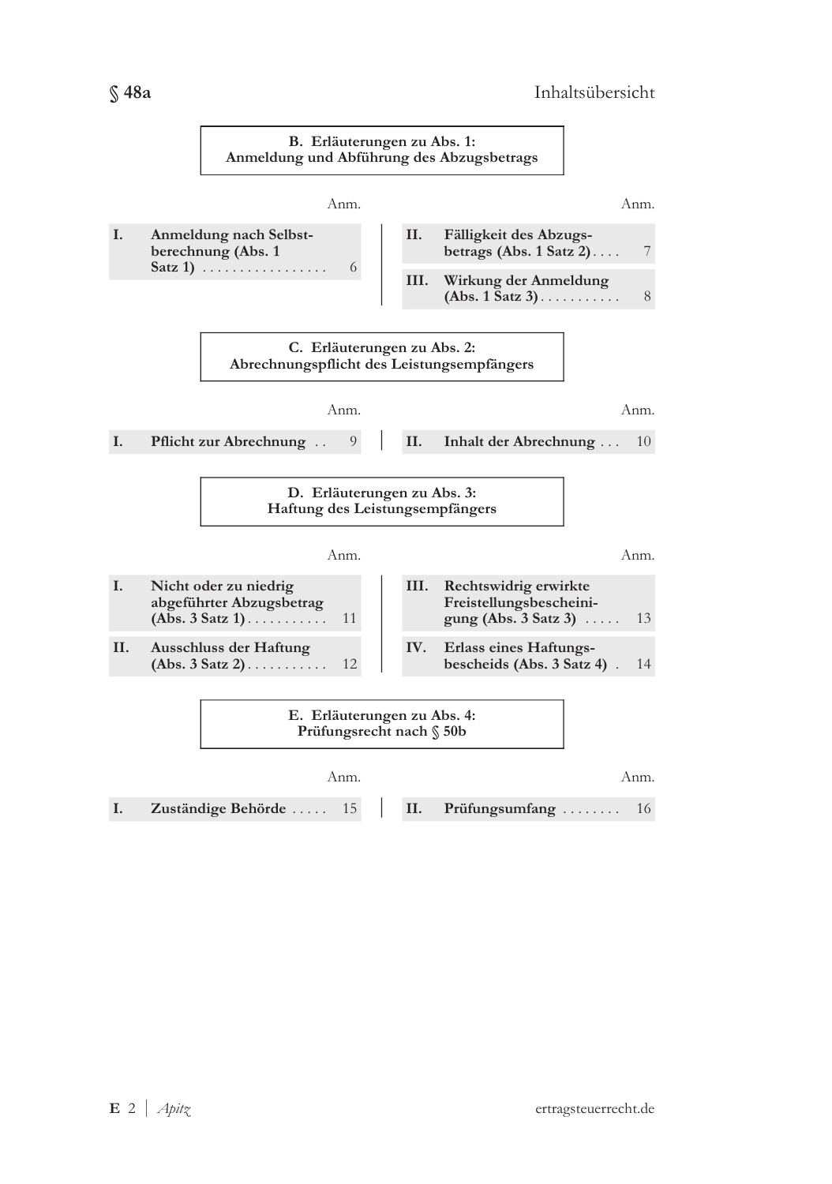## B. Erläuterungen zu Abs. 1: Anmeldung und Abführung des Abzugsbetrags

| | | Anm. |
|---|---|---|
| I. | Anmeldung nach Selbstberechnung (Abs. 1 Satz 1) | 6 |
| II. | Fälligkeit des Abzugsbetrags (Abs. 1 Satz 2) | 7 |
| III. | Wirkung der Anmeldung (Abs. 1 Satz 3) | 8 |

## C. Erläuterungen zu Abs. 2: Abrechnungspflicht des Leistungsempfängers

| | | Anm. |
|---|---|---|
| I. | Pflicht zur Abrechnung | 9 |
| II. | Inhalt der Abrechnung | 10 |

## D. Erläuterungen zu Abs. 3: Haftung des Leistungsempfängers

| | | Anm. |
|---|---|---|
| I. | Nicht oder zu niedrig abgeführter Abzugsbetrag (Abs. 3 Satz 1) | 11 |
| II. | Ausschluss der Haftung (Abs. 3 Satz 2) | 12 |
| III. | Rechtswidrig erwirkte Freistellungsbescheinigung (Abs. 3 Satz 3) | 13 |
| IV. | Erlass eines Haftungsbescheids (Abs. 3 Satz 4) | 14 |

## E. Erläuterungen zu Abs. 4: Prüfungsrecht nach § 50b

| | | Anm. |
|---|---|---|
| I. | Zuständige Behörde | 15 |
| II. | Prüfungsumfang | 16 |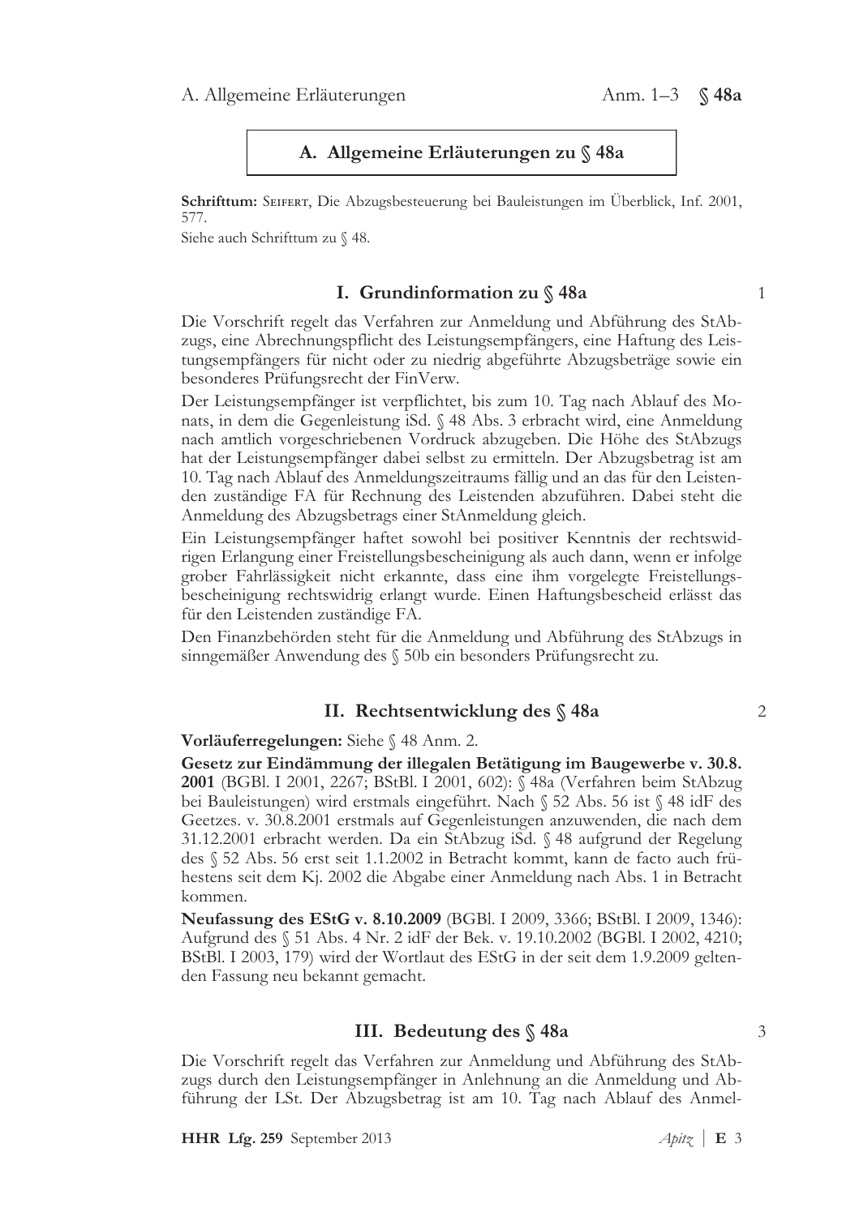## A. Allgemeine Erläuterungen zu § 48a

**Schrifttum:** Seifert, Die Abzugsbesteuerung bei Bauleistungen im Überblick, Inf. 2001, 577.

Siehe auch Schrifttum zu § 48.

### I. Grundinformation zu § 48a

1

Die Vorschrift regelt das Verfahren zur Anmeldung und Abführung des StAbzugs, eine Abrechnungspflicht des Leistungsempfängers, eine Haftung des Leistungsempfängers für nicht oder zu niedrig abgeführte Abzugsbeträge sowie ein besonderes Prüfungsrecht der FinVerw.

Der Leistungsempfänger ist verpflichtet, bis zum 10. Tag nach Ablauf des Monats, in dem die Gegenleistung iSd. § 48 Abs. 3 erbracht wird, eine Anmeldung nach amtlich vorgeschriebenen Vordruck abzugeben. Die Höhe des StAbzugs hat der Leistungsempfänger dabei selbst zu ermitteln. Der Abzugsbetrag ist am 10. Tag nach Ablauf des Anmeldungszeitraums fällig und an das für den Leistenden zuständige FA für Rechnung des Leistenden abzuführen. Dabei steht die Anmeldung des Abzugsbetrags einer StAnmeldung gleich.

Ein Leistungsempfänger haftet sowohl bei positiver Kenntnis der rechtswidrigen Erlangung einer Freistellungsbescheinigung als auch dann, wenn er infolge grober Fahrlässigkeit nicht erkannte, dass eine ihm vorgelegte Freistellungsbescheinigung rechtswidrig erlangt wurde. Einen Haftungsbescheid erlässt das für den Leistenden zuständige FA.

Den Finanzbehörden steht für die Anmeldung und Abführung des StAbzugs in sinngemäßer Anwendung des § 50b ein besonders Prüfungsrecht zu.

### II. Rechtsentwicklung des § 48a

2

**Vorläuferregelungen:** Siehe § 48 Anm. 2.

**Gesetz zur Eindämmung der illegalen Betätigung im Baugewerbe v. 30.8. 2001** (BGBl. I 2001, 2267; BStBl. I 2001, 602): § 48a (Verfahren beim StAbzug bei Bauleistungen) wird erstmals eingeführt. Nach § 52 Abs. 56 ist § 48 idF des Geetzes. v. 30.8.2001 erstmals auf Gegenleistungen anzuwenden, die nach dem 31.12.2001 erbracht werden. Da ein StAbzug iSd. § 48 aufgrund der Regelung des § 52 Abs. 56 erst seit 1.1.2002 in Betracht kommt, kann de facto auch frühestens seit dem Kj. 2002 die Abgabe einer Anmeldung nach Abs. 1 in Betracht kommen.

**Neufassung des EStG v. 8.10.2009** (BGBl. I 2009, 3366; BStBl. I 2009, 1346): Aufgrund des § 51 Abs. 4 Nr. 2 idF der Bek. v. 19.10.2002 (BGBl. I 2002, 4210; BStBl. I 2003, 179) wird der Wortlaut des EStG in der seit dem 1.9.2009 geltenden Fassung neu bekannt gemacht.

### III. Bedeutung des § 48a

3

Die Vorschrift regelt das Verfahren zur Anmeldung und Abführung des StAbzugs durch den Leistungsempfänger in Anlehnung an die Anmeldung und Abführung der LSt. Der Abzugsbetrag ist am 10. Tag nach Ablauf des Anmel-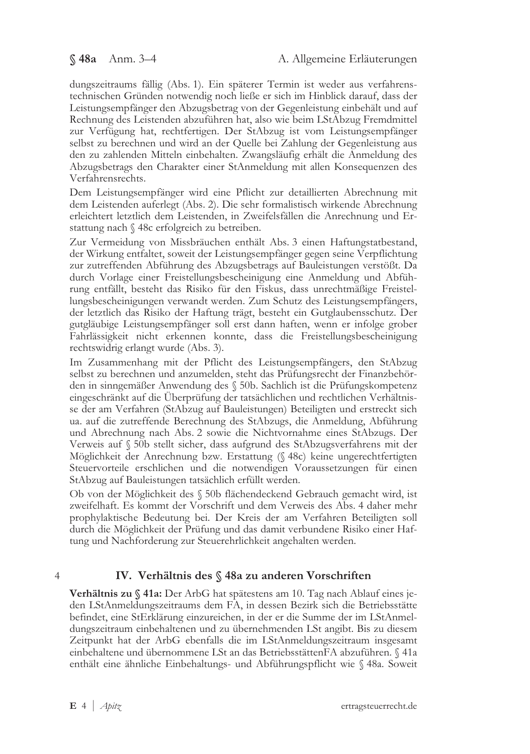dungszeitraums fällig (Abs. 1). Ein späterer Termin ist weder aus verfahrenstechnischen Gründen notwendig noch ließe er sich im Hinblick darauf, dass der Leistungsempfänger den Abzugsbetrag von der Gegenleistung einbehält und auf Rechnung des Leistenden abzuführen hat, also wie beim LStAbzug Fremdmittel zur Verfügung hat, rechtfertigen. Der StAbzug ist vom Leistungsempfänger selbst zu berechnen und wird an der Quelle bei Zahlung der Gegenleistung aus den zu zahlenden Mitteln einbehalten. Zwangsläufig erhält die Anmeldung des Abzugsbetrags den Charakter einer StAnmeldung mit allen Konsequenzen des Verfahrensrechts.

Dem Leistungsempfänger wird eine Pflicht zur detaillierten Abrechnung mit dem Leistenden auferlegt (Abs. 2). Die sehr formalistisch wirkende Abrechnung erleichtert letztlich dem Leistenden, in Zweifelsfällen die Anrechnung und Erstattung nach § 48c erfolgreich zu betreiben.

Zur Vermeidung von Missbräuchen enthält Abs. 3 einen Haftungstatbestand, der Wirkung entfaltet, soweit der Leistungsempfänger gegen seine Verpflichtung zur zutreffenden Abführung des Abzugsbetrags auf Bauleistungen verstößt. Da durch Vorlage einer Freistellungsbescheinigung eine Anmeldung und Abführung entfällt, besteht das Risiko für den Fiskus, dass unrechtmäßige Freistellungsbescheinigungen verwandt werden. Zum Schutz des Leistungsempfängers, der letztlich das Risiko der Haftung trägt, besteht ein Gutglaubensschutz. Der gutgläubige Leistungsempfänger soll erst dann haften, wenn er infolge grober Fahrlässigkeit nicht erkennen konnte, dass die Freistellungsbescheinigung rechtswidrig erlangt wurde (Abs. 3).

Im Zusammenhang mit der Pflicht des Leistungsempfängers, den StAbzug selbst zu berechnen und anzumelden, steht das Prüfungsrecht der Finanzbehörden in sinngemäßer Anwendung des § 50b. Sachlich ist die Prüfungskompetenz eingeschränkt auf die Überprüfung der tatsächlichen und rechtlichen Verhältnisse der am Verfahren (StAbzug auf Bauleistungen) Beteiligten und erstreckt sich ua. auf die zutreffende Berechnung des StAbzugs, die Anmeldung, Abführung und Abrechnung nach Abs. 2 sowie die Nichtvornahme eines StAbzugs. Der Verweis auf § 50b stellt sicher, dass aufgrund des StAbzugsverfahrens mit der Möglichkeit der Anrechnung bzw. Erstattung (§ 48c) keine ungerechtfertigten Steuervorteile erschlichen und die notwendigen Voraussetzungen für einen StAbzug auf Bauleistungen tatsächlich erfüllt werden.

Ob von der Möglichkeit des § 50b flächendeckend Gebrauch gemacht wird, ist zweifelhaft. Es kommt der Vorschrift und dem Verweis des Abs. 4 daher mehr prophylaktische Bedeutung bei. Der Kreis der am Verfahren Beteiligten soll durch die Möglichkeit der Prüfung und das damit verbundene Risiko einer Haftung und Nachforderung zur Steuerehrlichkeit angehalten werden.

4

## IV. Verhältnis des § 48a zu anderen Vorschriften

**Verhältnis zu § 41a:** Der ArbG hat spätestens am 10. Tag nach Ablauf eines jeden LStAnmeldungszeitraums dem FA, in dessen Bezirk sich die Betriebsstätte befindet, eine StErklärung einzureichen, in der er die Summe der im LStAnmeldungszeitraum einbehaltenen und zu übernehmenden LSt angibt. Bis zu diesem Zeitpunkt hat der ArbG ebenfalls die im LStAnmeldungszeitraum insgesamt einbehaltene und übernommene LSt an das BetriebsstättenFA abzuführen. § 41a enthält eine ähnliche Einbehaltungs- und Abführungspflicht wie § 48a. Soweit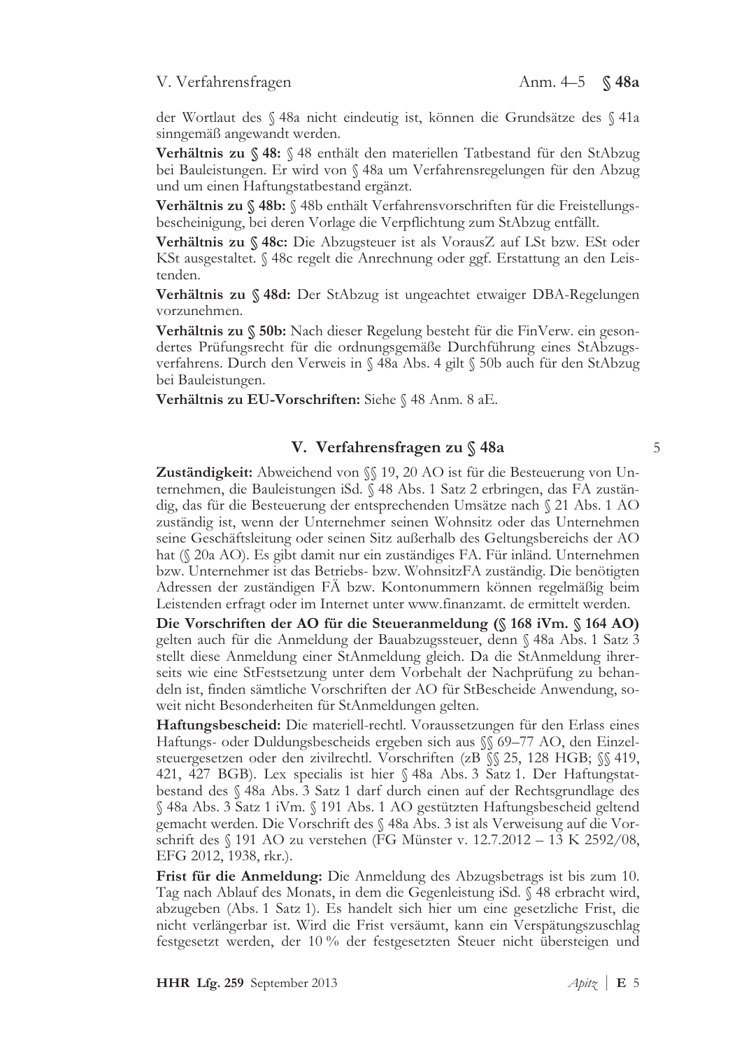der Wortlaut des § 48a nicht eindeutig ist, können die Grundsätze des § 41a sinngemäß angewandt werden.

**Verhältnis zu § 48:** § 48 enthält den materiellen Tatbestand für den StAbzug bei Bauleistungen. Er wird von § 48a um Verfahrensregelungen für den Abzug und um einen Haftungstatbestand ergänzt.

**Verhältnis zu § 48b:** § 48b enthält Verfahrensvorschriften für die Freistellungsbescheinigung, bei deren Vorlage die Verpflichtung zum StAbzug entfällt.

**Verhältnis zu § 48c:** Die Abzugsteuer ist als VorausZ auf LSt bzw. ESt oder KSt ausgestaltet. § 48c regelt die Anrechnung oder ggf. Erstattung an den Leistenden.

**Verhältnis zu § 48d:** Der StAbzug ist ungeachtet etwaiger DBA-Regelungen vorzunehmen.

**Verhältnis zu § 50b:** Nach dieser Regelung besteht für die FinVerw. ein gesondertes Prüfungsrecht für die ordnungsgemäße Durchführung eines StAbzugsverfahrens. Durch den Verweis in § 48a Abs. 4 gilt § 50b auch für den StAbzug bei Bauleistungen.

**Verhältnis zu EU-Vorschriften:** Siehe § 48 Anm. 8 aE.

## V. Verfahrensfragen zu § 48a

5

**Zuständigkeit:** Abweichend von §§ 19, 20 AO ist für die Besteuerung von Unternehmen, die Bauleistungen iSd. § 48 Abs. 1 Satz 2 erbringen, das FA zuständig, das für die Besteuerung der entsprechenden Umsätze nach § 21 Abs. 1 AO zuständig ist, wenn der Unternehmer seinen Wohnsitz oder das Unternehmen seine Geschäftsleitung oder seinen Sitz außerhalb des Geltungsbereichs der AO hat (§ 20a AO). Es gibt damit nur ein zuständiges FA. Für inländ. Unternehmen bzw. Unternehmer ist das Betriebs- bzw. WohnsitzFA zuständig. Die benötigten Adressen der zuständigen FÄ bzw. Kontonummern können regelmäßig beim Leistenden erfragt oder im Internet unter www.finanzamt. de ermittelt werden.

**Die Vorschriften der AO für die Steueranmeldung (§ 168 iVm. § 164 AO)** gelten auch für die Anmeldung der Bauabzugssteuer, denn § 48a Abs. 1 Satz 3 stellt diese Anmeldung einer StAnmeldung gleich. Da die StAnmeldung ihrerseits wie eine StFestsetzung unter dem Vorbehalt der Nachprüfung zu behandeln ist, finden sämtliche Vorschriften der AO für StBescheide Anwendung, soweit nicht Besonderheiten für StAnmeldungen gelten.

**Haftungsbescheid:** Die materiell-rechtl. Voraussetzungen für den Erlass eines Haftungs- oder Duldungsbescheids ergeben sich aus §§ 69–77 AO, den Einzelsteuergesetzen oder den zivilrechtl. Vorschriften (zB §§ 25, 128 HGB; §§ 419, 421, 427 BGB). Lex specialis ist hier § 48a Abs. 3 Satz 1. Der Haftungstatbestand des § 48a Abs. 3 Satz 1 darf durch einen auf der Rechtsgrundlage des § 48a Abs. 3 Satz 1 iVm. § 191 Abs. 1 AO gestützten Haftungsbescheid geltend gemacht werden. Die Vorschrift des § 48a Abs. 3 ist als Verweisung auf die Vorschrift des § 191 AO zu verstehen (FG Münster v. 12.7.2012 – 13 K 2592/08, EFG 2012, 1938, rkr.).

**Frist für die Anmeldung:** Die Anmeldung des Abzugsbetrags ist bis zum 10. Tag nach Ablauf des Monats, in dem die Gegenleistung iSd. § 48 erbracht wird, abzugeben (Abs. 1 Satz 1). Es handelt sich hier um eine gesetzliche Frist, die nicht verlängerbar ist. Wird die Frist versäumt, kann ein Verspätungszuschlag festgesetzt werden, der 10 % der festgesetzten Steuer nicht übersteigen und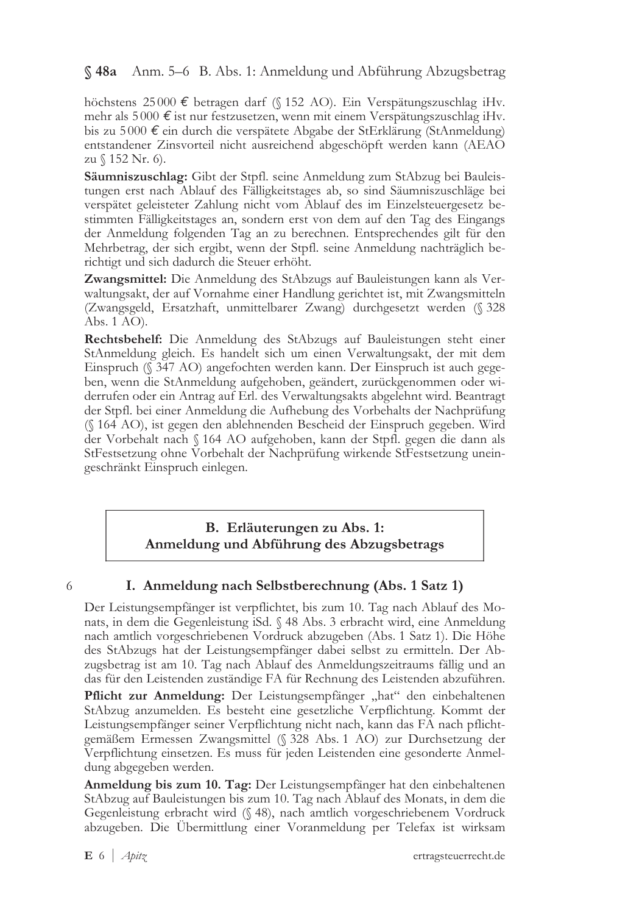höchstens 25 000 € betragen darf (§ 152 AO). Ein Verspätungszuschlag iHv. mehr als 5 000 € ist nur festzusetzen, wenn mit einem Verspätungszuschlag iHv. bis zu 5 000 € ein durch die verspätete Abgabe der StErklärung (StAnmeldung) entstandener Zinsvorteil nicht ausreichend abgeschöpft werden kann (AEAO zu § 152 Nr. 6).

**Säumniszuschlag:** Gibt der Stpfl. seine Anmeldung zum StAbzug bei Bauleistungen erst nach Ablauf des Fälligkeitstages ab, so sind Säumniszuschläge bei verspätet geleisteter Zahlung nicht vom Ablauf des im Einzelsteuergesetz bestimmten Fälligkeitstages an, sondern erst von dem auf den Tag des Eingangs der Anmeldung folgenden Tag an zu berechnen. Entsprechendes gilt für den Mehrbetrag, der sich ergibt, wenn der Stpfl. seine Anmeldung nachträglich berichtigt und sich dadurch die Steuer erhöht.

**Zwangsmittel:** Die Anmeldung des StAbzugs auf Bauleistungen kann als Verwaltungsakt, der auf Vornahme einer Handlung gerichtet ist, mit Zwangsmitteln (Zwangsgeld, Ersatzhaft, unmittelbarer Zwang) durchgesetzt werden (§ 328 Abs. 1 AO).

**Rechtsbehelf:** Die Anmeldung des StAbzugs auf Bauleistungen steht einer StAnmeldung gleich. Es handelt sich um einen Verwaltungsakt, der mit dem Einspruch (§ 347 AO) angefochten werden kann. Der Einspruch ist auch gegeben, wenn die StAnmeldung aufgehoben, geändert, zurückgenommen oder widerrufen oder ein Antrag auf Erl. des Verwaltungsakts abgelehnt wird. Beantragt der Stpfl. bei einer Anmeldung die Aufhebung des Vorbehalts der Nachprüfung (§ 164 AO), ist gegen den ablehnenden Bescheid der Einspruch gegeben. Wird der Vorbehalt nach § 164 AO aufgehoben, kann der Stpfl. gegen die dann als StFestsetzung ohne Vorbehalt der Nachprüfung wirkende StFestsetzung uneingeschränkt Einspruch einlegen.

## B. Erläuterungen zu Abs. 1: Anmeldung und Abführung des Abzugsbetrags

### 6 I. Anmeldung nach Selbstberechnung (Abs. 1 Satz 1)

Der Leistungsempfänger ist verpflichtet, bis zum 10. Tag nach Ablauf des Monats, in dem die Gegenleistung iSd. § 48 Abs. 3 erbracht wird, eine Anmeldung nach amtlich vorgeschriebenen Vordruck abzugeben (Abs. 1 Satz 1). Die Höhe des StAbzugs hat der Leistungsempfänger dabei selbst zu ermitteln. Der Abzugsbetrag ist am 10. Tag nach Ablauf des Anmeldungszeitraums fällig und an das für den Leistenden zuständige FA für Rechnung des Leistenden abzuführen.

**Pflicht zur Anmeldung:** Der Leistungsempfänger „hat" den einbehaltenen StAbzug anzumelden. Es besteht eine gesetzliche Verpflichtung. Kommt der Leistungsempfänger seiner Verpflichtung nicht nach, kann das FA nach pflichtgemäßem Ermessen Zwangsmittel (§ 328 Abs. 1 AO) zur Durchsetzung der Verpflichtung einsetzen. Es muss für jeden Leistenden eine gesonderte Anmeldung abgegeben werden.

**Anmeldung bis zum 10. Tag:** Der Leistungsempfänger hat den einbehaltenen StAbzug auf Bauleistungen bis zum 10. Tag nach Ablauf des Monats, in dem die Gegenleistung erbracht wird (§ 48), nach amtlich vorgeschriebenem Vordruck abzugeben. Die Übermittlung einer Voranmeldung per Telefax ist wirksam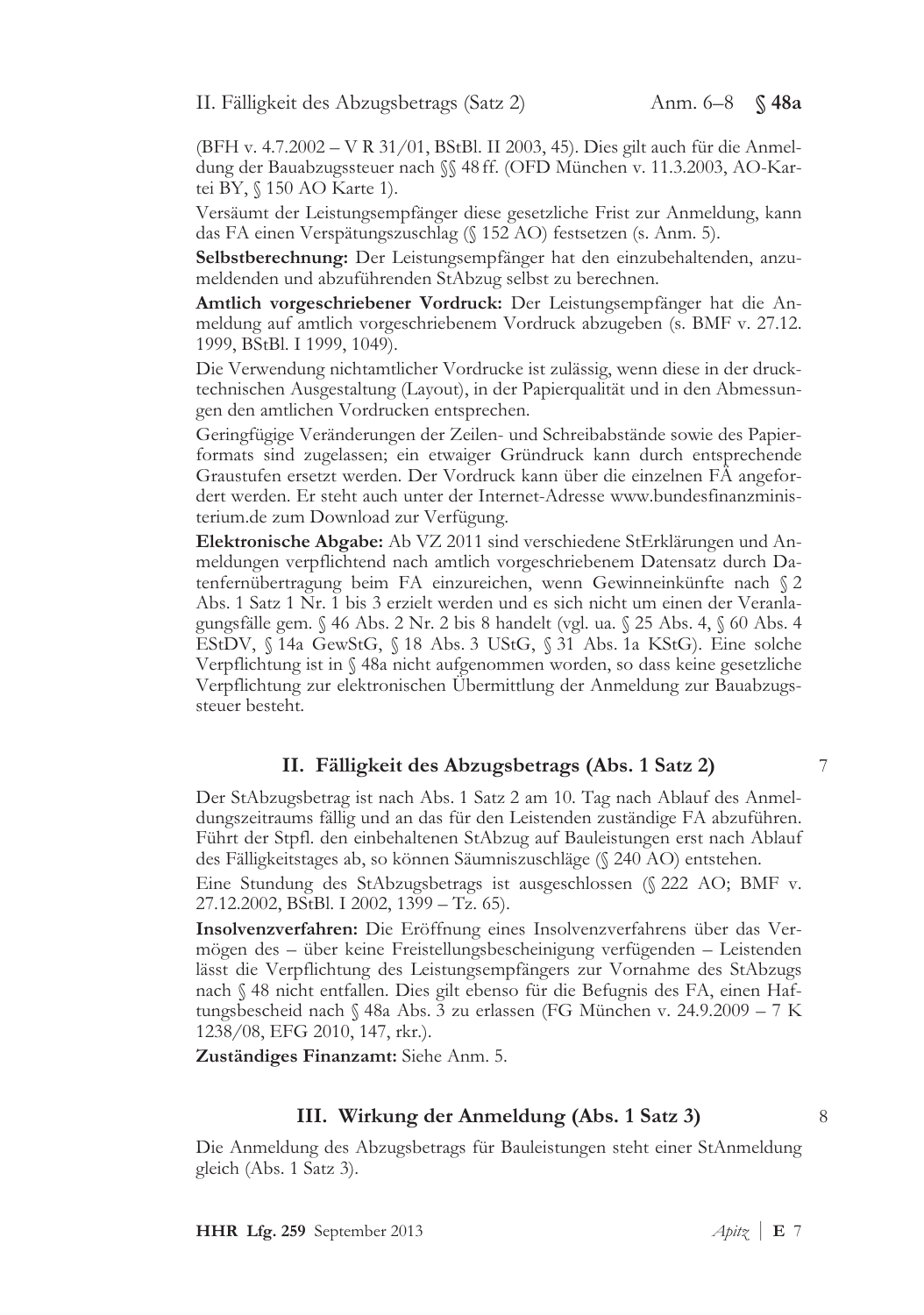(BFH v. 4.7.2002 – V R 31/01, BStBl. II 2003, 45). Dies gilt auch für die Anmeldung der Bauabzugssteuer nach §§ 48 ff. (OFD München v. 11.3.2003, AO-Kartei BY, § 150 AO Karte 1).

Versäumt der Leistungsempfänger diese gesetzliche Frist zur Anmeldung, kann das FA einen Verspätungszuschlag (§ 152 AO) festsetzen (s. Anm. 5).

**Selbstberechnung:** Der Leistungsempfänger hat den einzubehaltenden, anzumeldenden und abzuführenden StAbzug selbst zu berechnen.

**Amtlich vorgeschriebener Vordruck:** Der Leistungsempfänger hat die Anmeldung auf amtlich vorgeschriebenem Vordruck abzugeben (s. BMF v. 27.12. 1999, BStBl. I 1999, 1049).

Die Verwendung nichtamtlicher Vordrucke ist zulässig, wenn diese in der drucktechnischen Ausgestaltung (Layout), in der Papierqualität und in den Abmessungen den amtlichen Vordrucken entsprechen.

Geringfügige Veränderungen der Zeilen- und Schreibabstände sowie des Papierformats sind zugelassen; ein etwaiger Gründruck kann durch entsprechende Graustufen ersetzt werden. Der Vordruck kann über die einzelnen FÄ angefordert werden. Er steht auch unter der Internet-Adresse www.bundesfinanzministerium.de zum Download zur Verfügung.

**Elektronische Abgabe:** Ab VZ 2011 sind verschiedene StErklärungen und Anmeldungen verpflichtend nach amtlich vorgeschriebenem Datensatz durch Datenfernübertragung beim FA einzureichen, wenn Gewinneinkünfte nach § 2 Abs. 1 Satz 1 Nr. 1 bis 3 erzielt werden und es sich nicht um einen der Veranlagungsfälle gem. § 46 Abs. 2 Nr. 2 bis 8 handelt (vgl. ua. § 25 Abs. 4, § 60 Abs. 4 EStDV, § 14a GewStG, § 18 Abs. 3 UStG, § 31 Abs. 1a KStG). Eine solche Verpflichtung ist in § 48a nicht aufgenommen worden, so dass keine gesetzliche Verpflichtung zur elektronischen Übermittlung der Anmeldung zur Bauabzugssteuer besteht.

## II. Fälligkeit des Abzugsbetrags (Abs. 1 Satz 2)

7

Der StAbzugsbetrag ist nach Abs. 1 Satz 2 am 10. Tag nach Ablauf des Anmeldungszeitraums fällig und an das für den Leistenden zuständige FA abzuführen. Führt der Stpfl. den einbehaltenen StAbzug auf Bauleistungen erst nach Ablauf des Fälligkeitstages ab, so können Säumniszuschläge (§ 240 AO) entstehen.

Eine Stundung des StAbzugsbetrags ist ausgeschlossen (§ 222 AO; BMF v. 27.12.2002, BStBl. I 2002, 1399 – Tz. 65).

**Insolvenzverfahren:** Die Eröffnung eines Insolvenzverfahrens über das Vermögen des – über keine Freistellungsbescheinigung verfügenden – Leistenden lässt die Verpflichtung des Leistungsempfängers zur Vornahme des StAbzugs nach § 48 nicht entfallen. Dies gilt ebenso für die Befugnis des FA, einen Haftungsbescheid nach § 48a Abs. 3 zu erlassen (FG München v. 24.9.2009 – 7 K 1238/08, EFG 2010, 147, rkr.).

**Zuständiges Finanzamt:** Siehe Anm. 5.

## III. Wirkung der Anmeldung (Abs. 1 Satz 3)

8

Die Anmeldung des Abzugsbetrags für Bauleistungen steht einer StAnmeldung gleich (Abs. 1 Satz 3).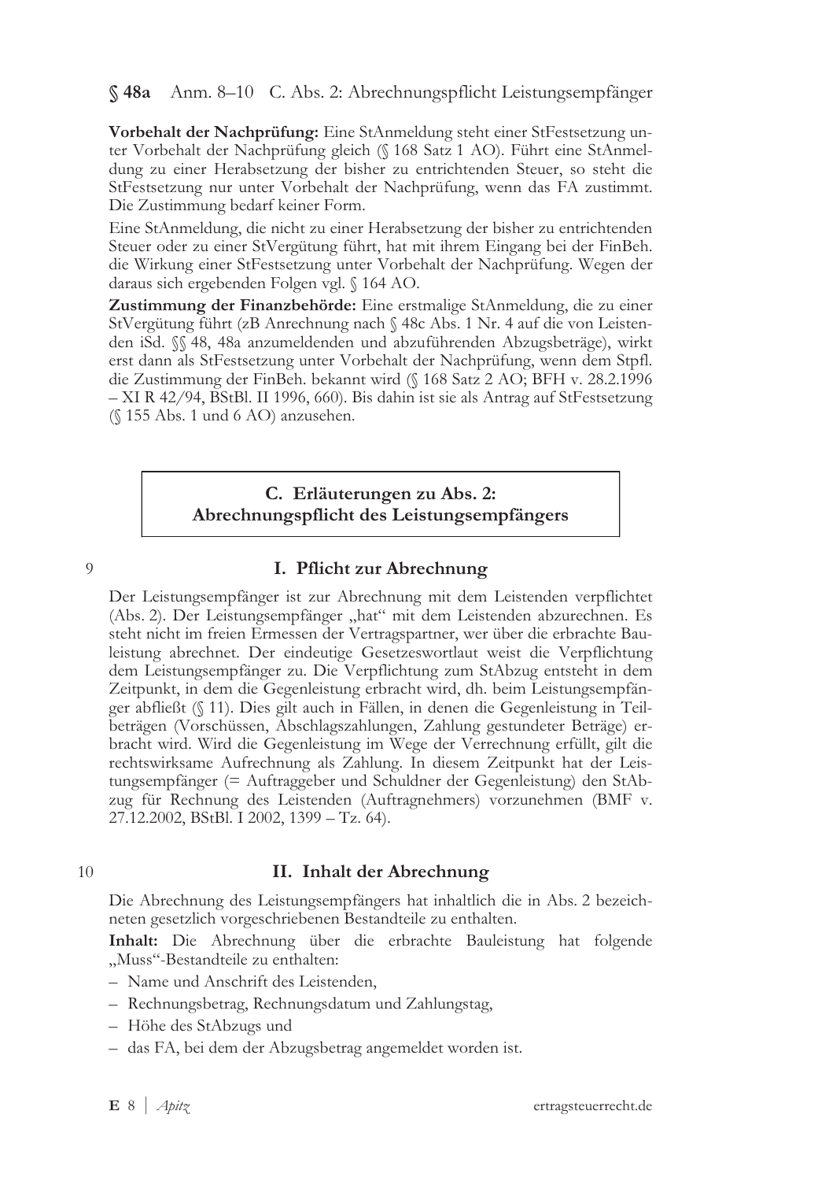**Vorbehalt der Nachprüfung:** Eine StAnmeldung steht einer StFestsetzung unter Vorbehalt der Nachprüfung gleich (§ 168 Satz 1 AO). Führt eine StAnmeldung zu einer Herabsetzung der bisher zu entrichtenden Steuer, so steht die StFestsetzung nur unter Vorbehalt der Nachprüfung, wenn das FA zustimmt. Die Zustimmung bedarf keiner Form.

Eine StAnmeldung, die nicht zu einer Herabsetzung der bisher zu entrichtenden Steuer oder zu einer StVergütung führt, hat mit ihrem Eingang bei der FinBeh. die Wirkung einer StFestsetzung unter Vorbehalt der Nachprüfung. Wegen der daraus sich ergebenden Folgen vgl. § 164 AO.

**Zustimmung der Finanzbehörde:** Eine erstmalige StAnmeldung, die zu einer StVergütung führt (zB Anrechnung nach § 48c Abs. 1 Nr. 4 auf die von Leistenden iSd. §§ 48, 48a anzumeldenden und abzuführenden Abzugsbeträge), wirkt erst dann als StFestsetzung unter Vorbehalt der Nachprüfung, wenn dem Stpfl. die Zustimmung der FinBeh. bekannt wird (§ 168 Satz 2 AO; BFH v. 28.2.1996 – XI R 42/94, BStBl. II 1996, 660). Bis dahin ist sie als Antrag auf StFestsetzung (§ 155 Abs. 1 und 6 AO) anzusehen.

## C. Erläuterungen zu Abs. 2: Abrechnungspflicht des Leistungsempfängers

9

### I. Pflicht zur Abrechnung

Der Leistungsempfänger ist zur Abrechnung mit dem Leistenden verpflichtet (Abs. 2). Der Leistungsempfänger „hat" mit dem Leistenden abzurechnen. Es steht nicht im freien Ermessen der Vertragspartner, wer über die erbrachte Bauleistung abrechnet. Der eindeutige Gesetzeswortlaut weist die Verpflichtung dem Leistungsempfänger zu. Die Verpflichtung zum StAbzug entsteht in dem Zeitpunkt, in dem die Gegenleistung erbracht wird, dh. beim Leistungsempfänger abfließt (§ 11). Dies gilt auch in Fällen, in denen die Gegenleistung in Teilbeträgen (Vorschüssen, Abschlagszahlungen, Zahlung gestundeter Beträge) erbracht wird. Wird die Gegenleistung im Wege der Verrechnung erfüllt, gilt die rechtswirksame Aufrechnung als Zahlung. In diesem Zeitpunkt hat der Leistungsempfänger (= Auftraggeber und Schuldner der Gegenleistung) den StAbzug für Rechnung des Leistenden (Auftragnehmers) vorzunehmen (BMF v. 27.12.2002, BStBl. I 2002, 1399 – Tz. 64).

10

### II. Inhalt der Abrechnung

Die Abrechnung des Leistungsempfängers hat inhaltlich die in Abs. 2 bezeichneten gesetzlich vorgeschriebenen Bestandteile zu enthalten.

**Inhalt:** Die Abrechnung über die erbrachte Bauleistung hat folgende „Muss"-Bestandteile zu enthalten:

- Name und Anschrift des Leistenden,
- Rechnungsbetrag, Rechnungsdatum und Zahlungstag,
- Höhe des StAbzugs und
- das FA, bei dem der Abzugsbetrag angemeldet worden ist.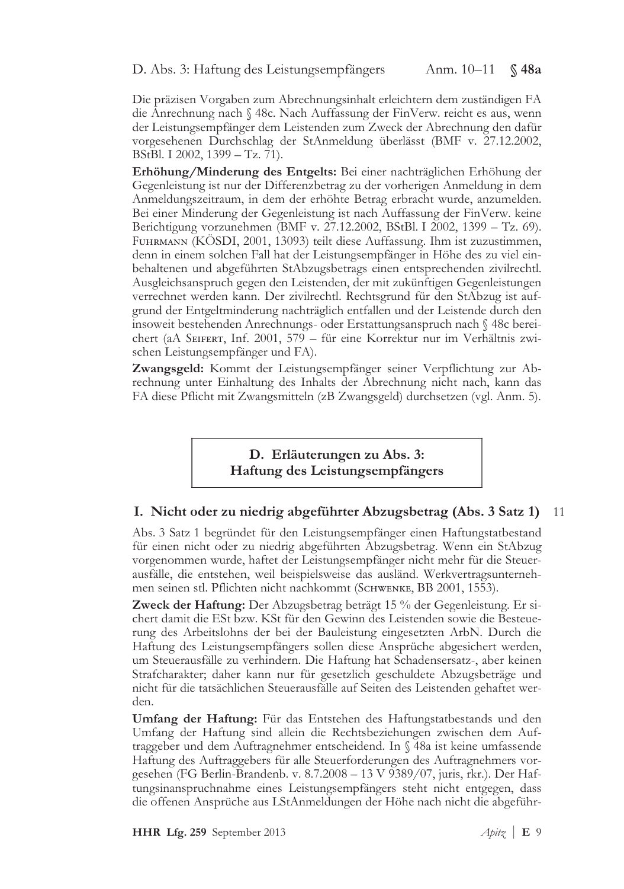Die präzisen Vorgaben zum Abrechnungsinhalt erleichtern dem zuständigen FA die Anrechnung nach § 48c. Nach Auffassung der FinVerw. reicht es aus, wenn der Leistungsempfänger dem Leistenden zum Zweck der Abrechnung den dafür vorgesehenen Durchschlag der StAnmeldung überlässt (BMF v. 27.12.2002, BStBl. I 2002, 1399 – Tz. 71).

**Erhöhung/Minderung des Entgelts:** Bei einer nachträglichen Erhöhung der Gegenleistung ist nur der Differenzbetrag zu der vorherigen Anmeldung in dem Anmeldungszeitraum, in dem der erhöhte Betrag erbracht wurde, anzumelden. Bei einer Minderung der Gegenleistung ist nach Auffassung der FinVerw. keine Berichtigung vorzunehmen (BMF v. 27.12.2002, BStBl. I 2002, 1399 – Tz. 69). Fuhrmann (KÖSDI, 2001, 13093) teilt diese Auffassung. Ihm ist zuzustimmen, denn in einem solchen Fall hat der Leistungsempfänger in Höhe des zu viel einbehaltenen und abgeführten StAbzugsbetrags einen entsprechenden zivilrechtl. Ausgleichsanspruch gegen den Leistenden, der mit zukünftigen Gegenleistungen verrechnet werden kann. Der zivilrechtl. Rechtsgrund für den StAbzug ist aufgrund der Entgeltminderung nachträglich entfallen und der Leistende durch den insoweit bestehenden Anrechnungs- oder Erstattungsanspruch nach § 48c bereichert (aA Seifert, Inf. 2001, 579 – für eine Korrektur nur im Verhältnis zwischen Leistungsempfänger und FA).

**Zwangsgeld:** Kommt der Leistungsempfänger seiner Verpflichtung zur Abrechnung unter Einhaltung des Inhalts der Abrechnung nicht nach, kann das FA diese Pflicht mit Zwangsmitteln (zB Zwangsgeld) durchsetzen (vgl. Anm. 5).

## D. Erläuterungen zu Abs. 3: Haftung des Leistungsempfängers

### I. Nicht oder zu niedrig abgeführter Abzugsbetrag (Abs. 3 Satz 1)

11

Abs. 3 Satz 1 begründet für den Leistungsempfänger einen Haftungstatbestand für einen nicht oder zu niedrig abgeführten Abzugsbetrag. Wenn ein StAbzug vorgenommen wurde, haftet der Leistungsempfänger nicht mehr für die Steuerausfälle, die entstehen, weil beispielsweise das ausländ. Werkvertragsunternehmen seinen stl. Pflichten nicht nachkommt (Schwenke, BB 2001, 1553).

**Zweck der Haftung:** Der Abzugsbetrag beträgt 15 % der Gegenleistung. Er sichert damit die ESt bzw. KSt für den Gewinn des Leistenden sowie die Besteuerung des Arbeitslohns der bei der Bauleistung eingesetzten ArbN. Durch die Haftung des Leistungsempfängers sollen diese Ansprüche abgesichert werden, um Steuerausfälle zu verhindern. Die Haftung hat Schadensersatz-, aber keinen Strafcharakter; daher kann nur für gesetzlich geschuldete Abzugsbeträge und nicht für die tatsächlichen Steuerausfälle auf Seiten des Leistenden gehaftet werden.

**Umfang der Haftung:** Für das Entstehen des Haftungstatbestands und den Umfang der Haftung sind allein die Rechtsbeziehungen zwischen dem Auftraggeber und dem Auftragnehmer entscheidend. In § 48a ist keine umfassende Haftung des Auftraggebers für alle Steuerforderungen des Auftragnehmers vorgesehen (FG Berlin-Brandenb. v. 8.7.2008 – 13 V 9389/07, juris, rkr.). Der Haftungsinanspruchnahme eines Leistungsempfängers steht nicht entgegen, dass die offenen Ansprüche aus LStAnmeldungen der Höhe nach nicht die abgeführ-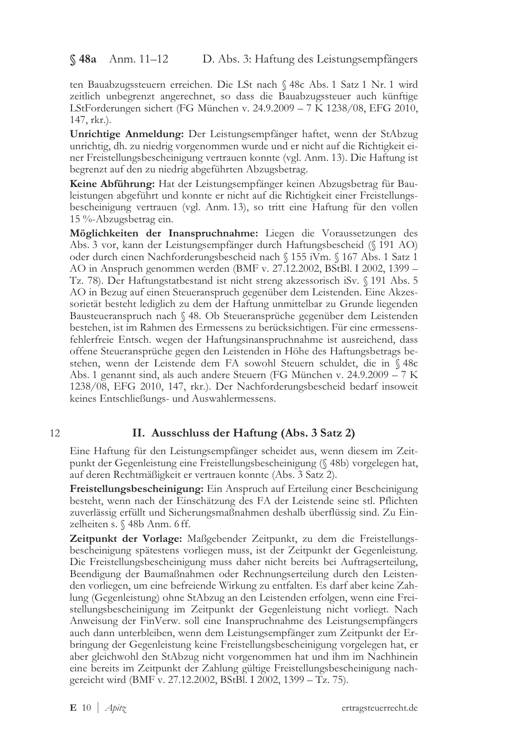ten Bauabzugssteuern erreichen. Die LSt nach § 48c Abs. 1 Satz 1 Nr. 1 wird zeitlich unbegrenzt angerechnet, so dass die Bauabzugssteuer auch künftige LStForderungen sichert (FG München v. 24.9.2009 – 7 K 1238/08, EFG 2010, 147, rkr.).

**Unrichtige Anmeldung:** Der Leistungsempfänger haftet, wenn der StAbzug unrichtig, dh. zu niedrig vorgenommen wurde und er nicht auf die Richtigkeit einer Freistellungsbescheinigung vertrauen konnte (vgl. Anm. 13). Die Haftung ist begrenzt auf den zu niedrig abgeführten Abzugsbetrag.

**Keine Abführung:** Hat der Leistungsempfänger keinen Abzugsbetrag für Bauleistungen abgeführt und konnte er nicht auf die Richtigkeit einer Freistellungsbescheinigung vertrauen (vgl. Anm. 13), so tritt eine Haftung für den vollen 15 %-Abzugsbetrag ein.

**Möglichkeiten der Inanspruchnahme:** Liegen die Voraussetzungen des Abs. 3 vor, kann der Leistungsempfänger durch Haftungsbescheid (§ 191 AO) oder durch einen Nachforderungsbescheid nach § 155 iVm. § 167 Abs. 1 Satz 1 AO in Anspruch genommen werden (BMF v. 27.12.2002, BStBl. I 2002, 1399 – Tz. 78). Der Haftungstatbestand ist nicht streng akzessorisch iSv. § 191 Abs. 5 AO in Bezug auf einen Steueranspruch gegenüber dem Leistenden. Eine Akzessorietät besteht lediglich zu dem der Haftung unmittelbar zu Grunde liegenden Bausteueranspruch nach § 48. Ob Steueransprüche gegenüber dem Leistenden bestehen, ist im Rahmen des Ermessens zu berücksichtigen. Für eine ermessensfehlerfreie Entsch. wegen der Haftungsinanspruchnahme ist ausreichend, dass offene Steueransprüche gegen den Leistenden in Höhe des Haftungsbetrags bestehen, wenn der Leistende dem FA sowohl Steuern schuldet, die in § 48c Abs. 1 genannt sind, als auch andere Steuern (FG München v. 24.9.2009 – 7 K 1238/08, EFG 2010, 147, rkr.). Der Nachforderungsbescheid bedarf insoweit keines Entschließungs- und Auswahlermessens.

12

## II. Ausschluss der Haftung (Abs. 3 Satz 2)

Eine Haftung für den Leistungsempfänger scheidet aus, wenn diesem im Zeitpunkt der Gegenleistung eine Freistellungsbescheinigung (§ 48b) vorgelegen hat, auf deren Rechtmäßigkeit er vertrauen konnte (Abs. 3 Satz 2).

**Freistellungsbescheinigung:** Ein Anspruch auf Erteilung einer Bescheinigung besteht, wenn nach der Einschätzung des FA der Leistende seine stl. Pflichten zuverlässig erfüllt und Sicherungsmaßnahmen deshalb überflüssig sind. Zu Einzelheiten s. § 48b Anm. 6 ff.

**Zeitpunkt der Vorlage:** Maßgebender Zeitpunkt, zu dem die Freistellungsbescheinigung spätestens vorliegen muss, ist der Zeitpunkt der Gegenleistung. Die Freistellungsbescheinigung muss daher nicht bereits bei Auftragserteilung, Beendigung der Baumaßnahmen oder Rechnungserteilung durch den Leistenden vorliegen, um eine befreiende Wirkung zu entfalten. Es darf aber keine Zahlung (Gegenleistung) ohne StAbzug an den Leistenden erfolgen, wenn eine Freistellungsbescheinigung im Zeitpunkt der Gegenleistung nicht vorliegt. Nach Anweisung der FinVerw. soll eine Inanspruchnahme des Leistungsempfängers auch dann unterbleiben, wenn dem Leistungsempfänger zum Zeitpunkt der Erbringung der Gegenleistung keine Freistellungsbescheinigung vorgelegen hat, er aber gleichwohl den StAbzug nicht vorgenommen hat und ihm im Nachhinein eine bereits im Zeitpunkt der Zahlung gültige Freistellungsbescheinigung nachgereicht wird (BMF v. 27.12.2002, BStBl. I 2002, 1399 – Tz. 75).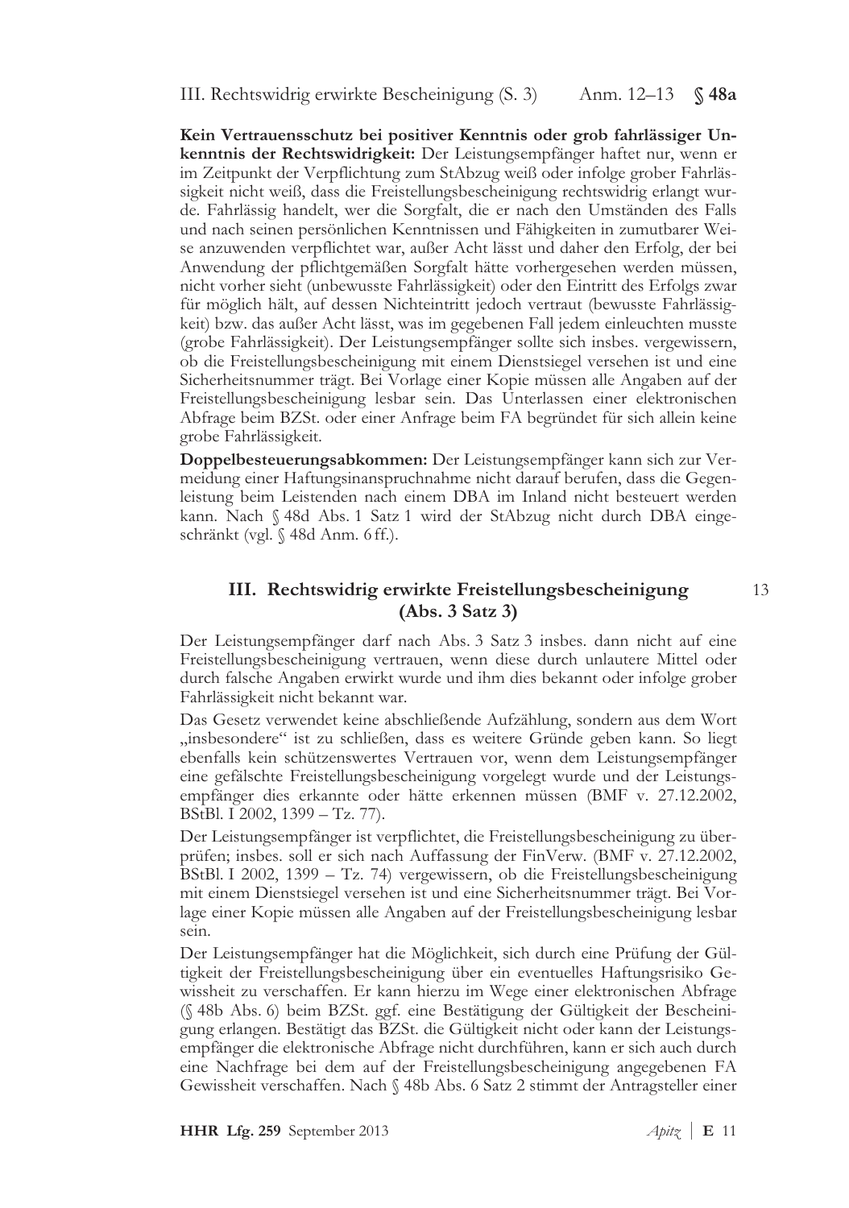**Kein Vertrauensschutz bei positiver Kenntnis oder grob fahrlässiger Unkenntnis der Rechtswidrigkeit:** Der Leistungsempfänger haftet nur, wenn er im Zeitpunkt der Verpflichtung zum StAbzug weiß oder infolge grober Fahrlässigkeit nicht weiß, dass die Freistellungsbescheinigung rechtswidrig erlangt wurde. Fahrlässig handelt, wer die Sorgfalt, die er nach den Umständen des Falls und nach seinen persönlichen Kenntnissen und Fähigkeiten in zumutbarer Weise anzuwenden verpflichtet war, außer Acht lässt und daher den Erfolg, der bei Anwendung der pflichtgemäßen Sorgfalt hätte vorhergesehen werden müssen, nicht vorher sieht (unbewusste Fahrlässigkeit) oder den Eintritt des Erfolgs zwar für möglich hält, auf dessen Nichteintritt jedoch vertraut (bewusste Fahrlässigkeit) bzw. das außer Acht lässt, was im gegebenen Fall jedem einleuchten musste (grobe Fahrlässigkeit). Der Leistungsempfänger sollte sich insbes. vergewissern, ob die Freistellungsbescheinigung mit einem Dienstsiegel versehen ist und eine Sicherheitsnummer trägt. Bei Vorlage einer Kopie müssen alle Angaben auf der Freistellungsbescheinigung lesbar sein. Das Unterlassen einer elektronischen Abfrage beim BZSt. oder einer Anfrage beim FA begründet für sich allein keine grobe Fahrlässigkeit.

**Doppelbesteuerungsabkommen:** Der Leistungsempfänger kann sich zur Vermeidung einer Haftungsinanspruchnahme nicht darauf berufen, dass die Gegenleistung beim Leistenden nach einem DBA im Inland nicht besteuert werden kann. Nach § 48d Abs. 1 Satz 1 wird der StAbzug nicht durch DBA eingeschränkt (vgl. § 48d Anm. 6 ff.).

## III. Rechtswidrig erwirkte Freistellungsbescheinigung (Abs. 3 Satz 3)

13

Der Leistungsempfänger darf nach Abs. 3 Satz 3 insbes. dann nicht auf eine Freistellungsbescheinigung vertrauen, wenn diese durch unlautere Mittel oder durch falsche Angaben erwirkt wurde und ihm dies bekannt oder infolge grober Fahrlässigkeit nicht bekannt war.

Das Gesetz verwendet keine abschließende Aufzählung, sondern aus dem Wort „insbesondere" ist zu schließen, dass es weitere Gründe geben kann. So liegt ebenfalls kein schützenswertes Vertrauen vor, wenn dem Leistungsempfänger eine gefälschte Freistellungsbescheinigung vorgelegt wurde und der Leistungsempfänger dies erkannte oder hätte erkennen müssen (BMF v. 27.12.2002, BStBl. I 2002, 1399 – Tz. 77).

Der Leistungsempfänger ist verpflichtet, die Freistellungsbescheinigung zu überprüfen; insbes. soll er sich nach Auffassung der FinVerw. (BMF v. 27.12.2002, BStBl. I 2002, 1399 – Tz. 74) vergewissern, ob die Freistellungsbescheinigung mit einem Dienstsiegel versehen ist und eine Sicherheitsnummer trägt. Bei Vorlage einer Kopie müssen alle Angaben auf der Freistellungsbescheinigung lesbar sein.

Der Leistungsempfänger hat die Möglichkeit, sich durch eine Prüfung der Gültigkeit der Freistellungsbescheinigung über ein eventuelles Haftungsrisiko Gewissheit zu verschaffen. Er kann hierzu im Wege einer elektronischen Abfrage (§ 48b Abs. 6) beim BZSt. ggf. eine Bestätigung der Gültigkeit der Bescheinigung erlangen. Bestätigt das BZSt. die Gültigkeit nicht oder kann der Leistungsempfänger die elektronische Abfrage nicht durchführen, kann er sich auch durch eine Nachfrage bei dem auf der Freistellungsbescheinigung angegebenen FA Gewissheit verschaffen. Nach § 48b Abs. 6 Satz 2 stimmt der Antragsteller einer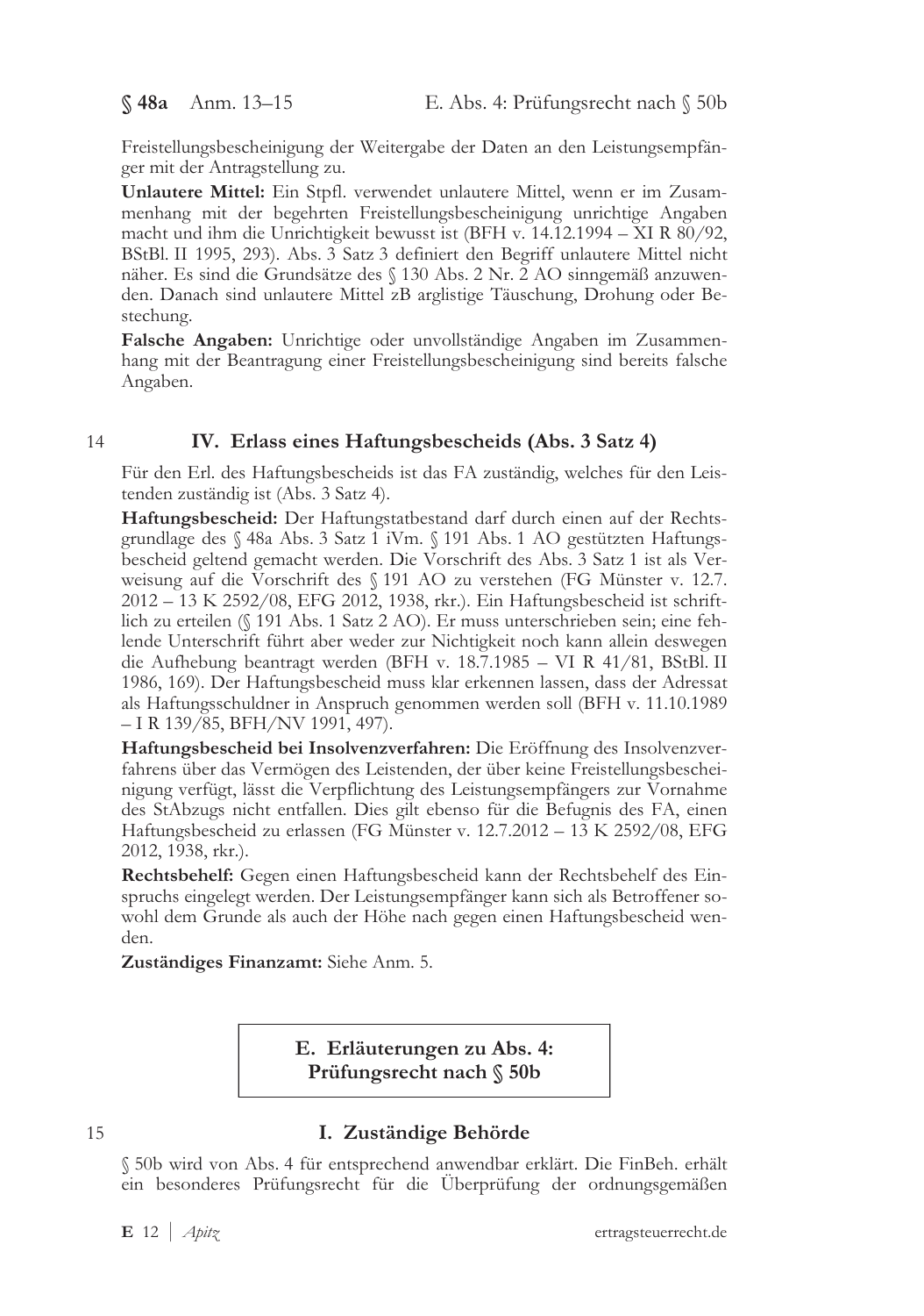Freistellungsbescheinigung der Weitergabe der Daten an den Leistungsempfänger mit der Antragstellung zu.

**Unlautere Mittel:** Ein Stpfl. verwendet unlautere Mittel, wenn er im Zusammenhang mit der begehrten Freistellungsbescheinigung unrichtige Angaben macht und ihm die Unrichtigkeit bewusst ist (BFH v. 14.12.1994 – XI R 80/92, BStBl. II 1995, 293). Abs. 3 Satz 3 definiert den Begriff unlautere Mittel nicht näher. Es sind die Grundsätze des § 130 Abs. 2 Nr. 2 AO sinngemäß anzuwenden. Danach sind unlautere Mittel zB arglistige Täuschung, Drohung oder Bestechung.

**Falsche Angaben:** Unrichtige oder unvollständige Angaben im Zusammenhang mit der Beantragung einer Freistellungsbescheinigung sind bereits falsche Angaben.

14

### IV. Erlass eines Haftungsbescheids (Abs. 3 Satz 4)

Für den Erl. des Haftungsbescheids ist das FA zuständig, welches für den Leistenden zuständig ist (Abs. 3 Satz 4).

**Haftungsbescheid:** Der Haftungstatbestand darf durch einen auf der Rechtsgrundlage des § 48a Abs. 3 Satz 1 iVm. § 191 Abs. 1 AO gestützten Haftungsbescheid geltend gemacht werden. Die Vorschrift des Abs. 3 Satz 1 ist als Verweisung auf die Vorschrift des § 191 AO zu verstehen (FG Münster v. 12.7.2012 – 13 K 2592/08, EFG 2012, 1938, rkr.). Ein Haftungsbescheid ist schriftlich zu erteilen (§ 191 Abs. 1 Satz 2 AO). Er muss unterschrieben sein; eine fehlende Unterschrift führt aber weder zur Nichtigkeit noch kann allein deswegen die Aufhebung beantragt werden (BFH v. 18.7.1985 – VI R 41/81, BStBl. II 1986, 169). Der Haftungsbescheid muss klar erkennen lassen, dass der Adressat als Haftungsschuldner in Anspruch genommen werden soll (BFH v. 11.10.1989 – I R 139/85, BFH/NV 1991, 497).

**Haftungsbescheid bei Insolvenzverfahren:** Die Eröffnung des Insolvenzverfahrens über das Vermögen des Leistenden, der über keine Freistellungsbescheinigung verfügt, lässt die Verpflichtung des Leistungsempfängers zur Vornahme des StAbzugs nicht entfallen. Dies gilt ebenso für die Befugnis des FA, einen Haftungsbescheid zu erlassen (FG Münster v. 12.7.2012 – 13 K 2592/08, EFG 2012, 1938, rkr.).

**Rechtsbehelf:** Gegen einen Haftungsbescheid kann der Rechtsbehelf des Einspruchs eingelegt werden. Der Leistungsempfänger kann sich als Betroffener sowohl dem Grunde als auch der Höhe nach gegen einen Haftungsbescheid wenden.

**Zuständiges Finanzamt:** Siehe Anm. 5.

## E. Erläuterungen zu Abs. 4: Prüfungsrecht nach § 50b

15

### I. Zuständige Behörde

§ 50b wird von Abs. 4 für entsprechend anwendbar erklärt. Die FinBeh. erhält ein besonderes Prüfungsrecht für die Überprüfung der ordnungsgemäßen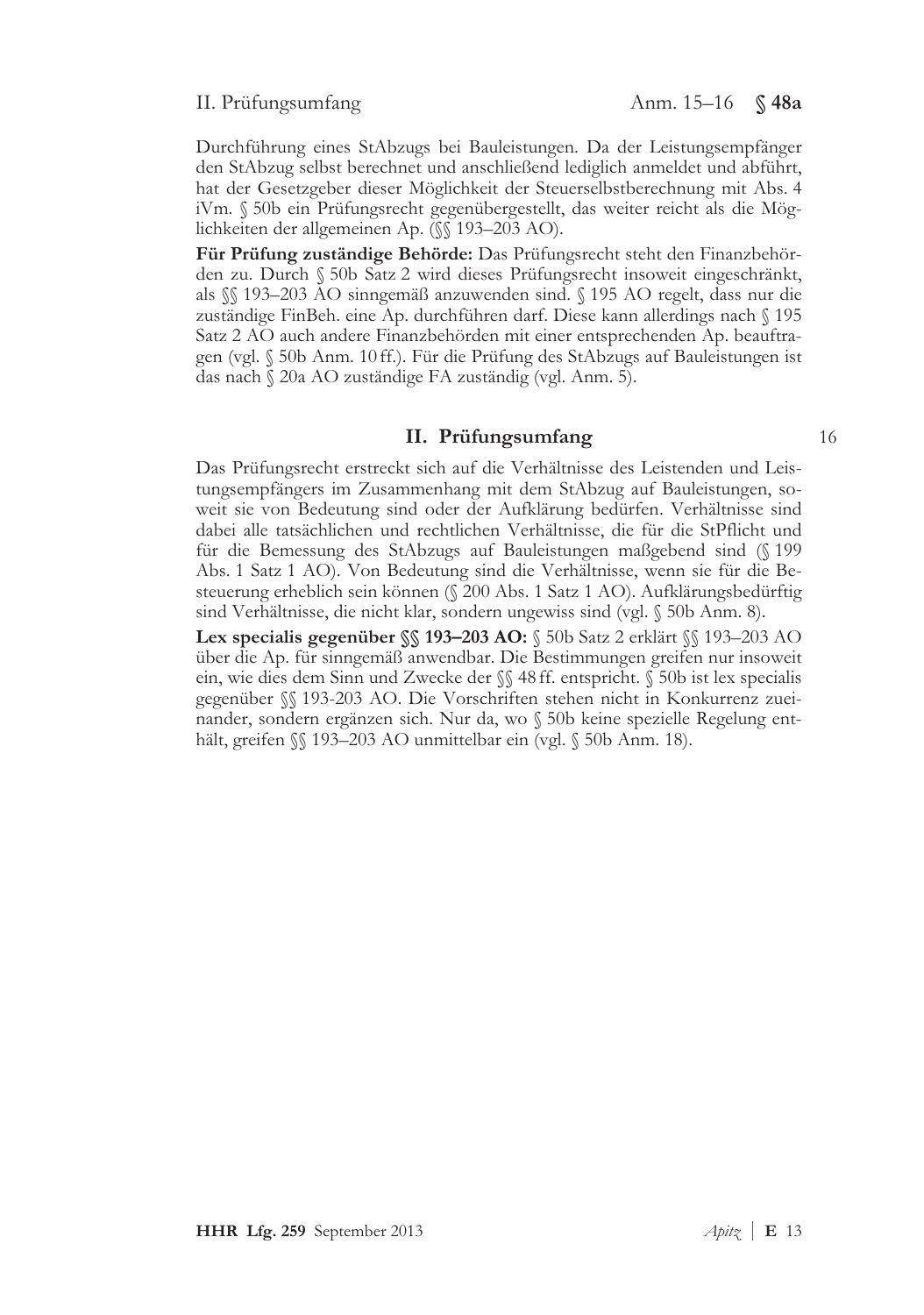Durchführung eines StAbzugs bei Bauleistungen. Da der Leistungsempfänger den StAbzug selbst berechnet und anschließend lediglich anmeldet und abführt, hat der Gesetzgeber dieser Möglichkeit der Steuerselbstberechnung mit Abs. 4 iVm. § 50b ein Prüfungsrecht gegenübergestellt, das weiter reicht als die Möglichkeiten der allgemeinen Ap. (§§ 193–203 AO).

**Für Prüfung zuständige Behörde:** Das Prüfungsrecht steht den Finanzbehörden zu. Durch § 50b Satz 2 wird dieses Prüfungsrecht insoweit eingeschränkt, als §§ 193–203 AO sinngemäß anzuwenden sind. § 195 AO regelt, dass nur die zuständige FinBeh. eine Ap. durchführen darf. Diese kann allerdings nach § 195 Satz 2 AO auch andere Finanzbehörden mit einer entsprechenden Ap. beauftragen (vgl. § 50b Anm. 10 ff.). Für die Prüfung des StAbzugs auf Bauleistungen ist das nach § 20a AO zuständige FA zuständig (vgl. Anm. 5).

## II. Prüfungsumfang

16

Das Prüfungsrecht erstreckt sich auf die Verhältnisse des Leistenden und Leistungsempfängers im Zusammenhang mit dem StAbzug auf Bauleistungen, soweit sie von Bedeutung sind oder der Aufklärung bedürfen. Verhältnisse sind dabei alle tatsächlichen und rechtlichen Verhältnisse, die für die StPflicht und für die Bemessung des StAbzugs auf Bauleistungen maßgebend sind (§ 199 Abs. 1 Satz 1 AO). Von Bedeutung sind die Verhältnisse, wenn sie für die Besteuerung erheblich sein können (§ 200 Abs. 1 Satz 1 AO). Aufklärungsbedürftig sind Verhältnisse, die nicht klar, sondern ungewiss sind (vgl. § 50b Anm. 8).

**Lex specialis gegenüber §§ 193–203 AO:** § 50b Satz 2 erklärt §§ 193–203 AO über die Ap. für sinngemäß anwendbar. Die Bestimmungen greifen nur insoweit ein, wie dies dem Sinn und Zwecke der §§ 48 ff. entspricht. § 50b ist lex specialis gegenüber §§ 193-203 AO. Die Vorschriften stehen nicht in Konkurrenz zueinander, sondern ergänzen sich. Nur da, wo § 50b keine spezielle Regelung enthält, greifen §§ 193–203 AO unmittelbar ein (vgl. § 50b Anm. 18).